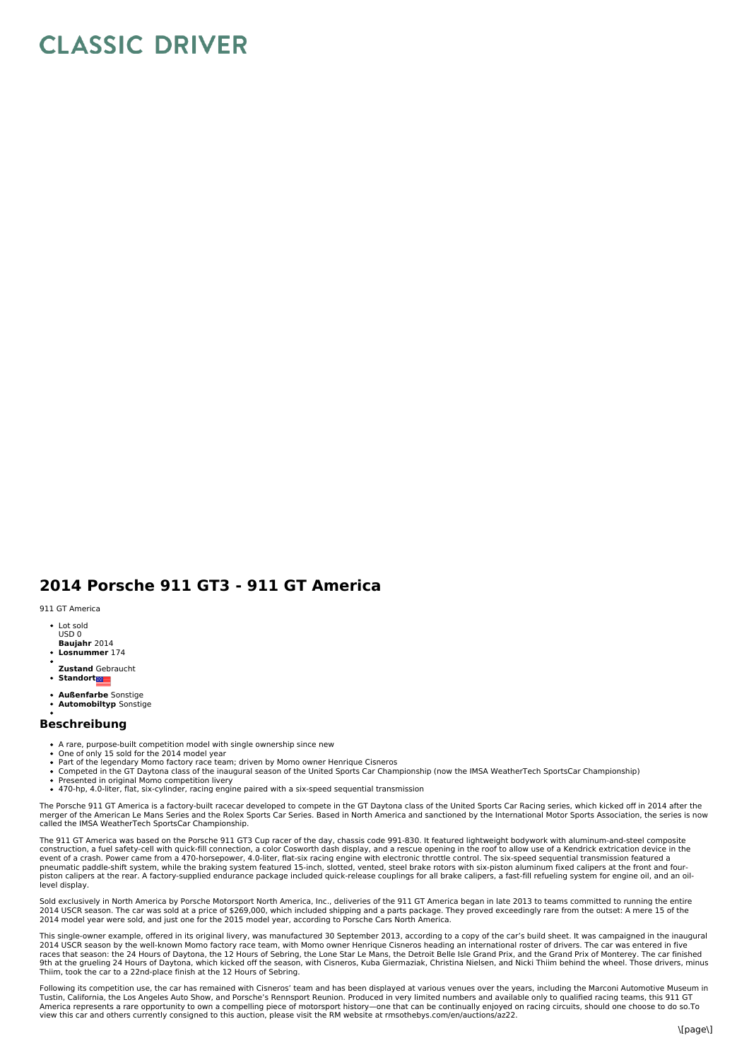# CLASSIC DRIVER

## 2014 Porsche 911 GT3 - 911 GT America

911 GT America

- Lot sold
  USD 0
  **Baujahr** 2014
- **Losnummer** 174
- 
  **Zustand** Gebraucht
- **Standort**
- **Außenfarbe** Sonstige
- **Automobiltyp** Sonstige
- 

### Beschreibung

- A rare, purpose-built competition model with single ownership since new
- One of only 15 sold for the 2014 model year
- Part of the legendary Momo factory race team; driven by Momo owner Henrique Cisneros
- Competed in the GT Daytona class of the inaugural season of the United Sports Car Championship (now the IMSA WeatherTech SportsCar Championship)
- Presented in original Momo competition livery
- 470-hp, 4.0-liter, flat, six-cylinder, racing engine paired with a six-speed sequential transmission

The Porsche 911 GT America is a factory-built racecar developed to compete in the GT Daytona class of the United Sports Car Racing series, which kicked off in 2014 after the merger of the American Le Mans Series and the Rolex Sports Car Series. Based in North America and sanctioned by the International Motor Sports Association, the series is now called the IMSA WeatherTech SportsCar Championship.

The 911 GT America was based on the Porsche 911 GT3 Cup racer of the day, chassis code 991-830. It featured lightweight bodywork with aluminum-and-steel composite construction, a fuel safety-cell with quick-fill connection, a color Cosworth dash display, and a rescue opening in the roof to allow use of a Kendrick extrication device in the event of a crash. Power came from a 470-horsepower, 4.0-liter, flat-six racing engine with electronic throttle control. The six-speed sequential transmission featured a pneumatic paddle-shift system, while the braking system featured 15-inch, slotted, vented, steel brake rotors with six-piston aluminum fixed calipers at the front and four-piston calipers at the rear. A factory-supplied endurance package included quick-release couplings for all brake calipers, a fast-fill refueling system for engine oil, and an oil-level display.

Sold exclusively in North America by Porsche Motorsport North America, Inc., deliveries of the 911 GT America began in late 2013 to teams committed to running the entire 2014 USCR season. The car was sold at a price of $269,000, which included shipping and a parts package. They proved exceedingly rare from the outset: A mere 15 of the 2014 model year were sold, and just one for the 2015 model year, according to Porsche Cars North America.

This single-owner example, offered in its original livery, was manufactured 30 September 2013, according to a copy of the car's build sheet. It was campaigned in the inaugural 2014 USCR season by the well-known Momo factory race team, with Momo owner Henrique Cisneros heading an international roster of drivers. The car was entered in five races that season: the 24 Hours of Daytona, the 12 Hours of Sebring, the Lone Star Le Mans, the Detroit Belle Isle Grand Prix, and the Grand Prix of Monterey. The car finished 9th at the grueling 24 Hours of Daytona, which kicked off the season, with Cisneros, Kuba Giermaziak, Christina Nielsen, and Nicki Thiim behind the wheel. Those drivers, minus Thiim, took the car to a 22nd-place finish at the 12 Hours of Sebring.

Following its competition use, the car has remained with Cisneros' team and has been displayed at various venues over the years, including the Marconi Automotive Museum in Tustin, California, the Los Angeles Auto Show, and Porsche's Rennsport Reunion. Produced in very limited numbers and available only to qualified racing teams, this 911 GT America represents a rare opportunity to own a compelling piece of motorsport history—one that can be continually enjoyed on racing circuits, should one choose to do so.To view this car and others currently consigned to this auction, please visit the RM website at rmsothebys.com/en/auctions/az22.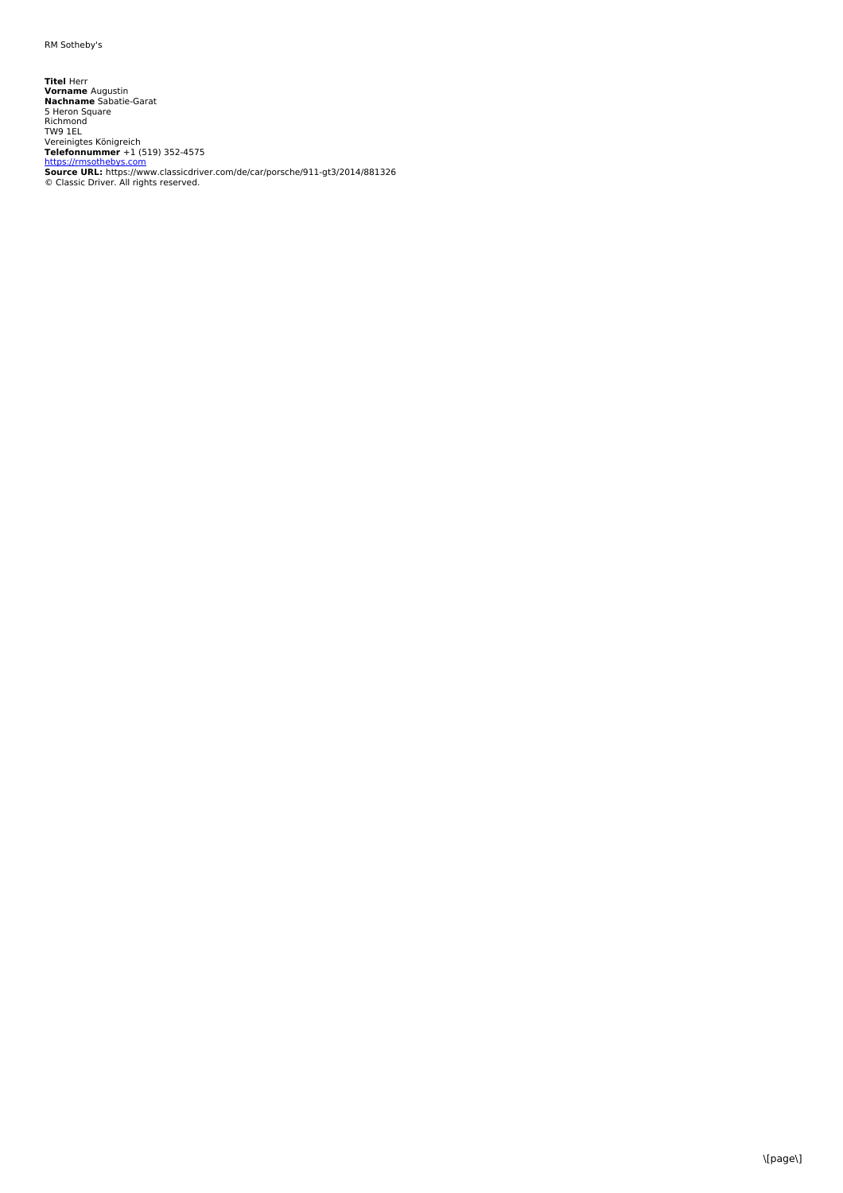RM Sotheby's

**Titel** Herr
**Vorname** Augustin
**Nachname** Sabatie-Garat
5 Heron Square
Richmond
TW9 1EL
Vereinigtes Königreich
**Telefonnummer** +1 (519) 352-4575
https://rmsothebys.com
**Source URL:** https://www.classicdriver.com/de/car/porsche/911-gt3/2014/881326
© Classic Driver. All rights reserved.